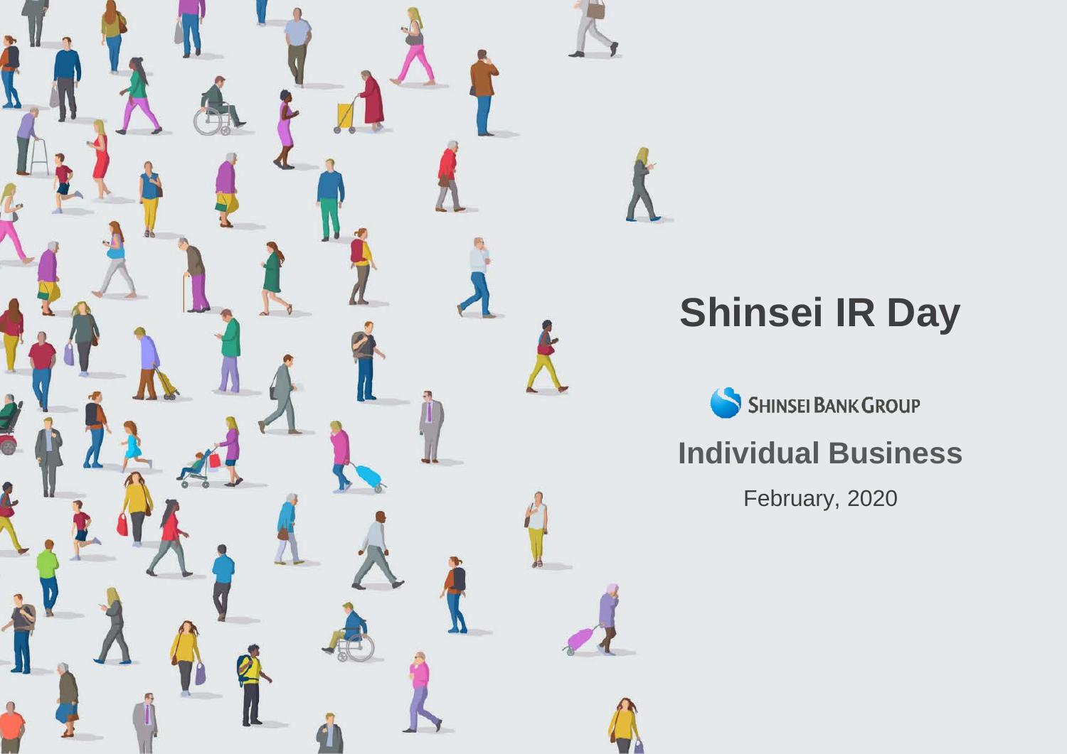# Shinsei IR Day

SHINSEI BANK GROUP

## Individual Business

February, 2020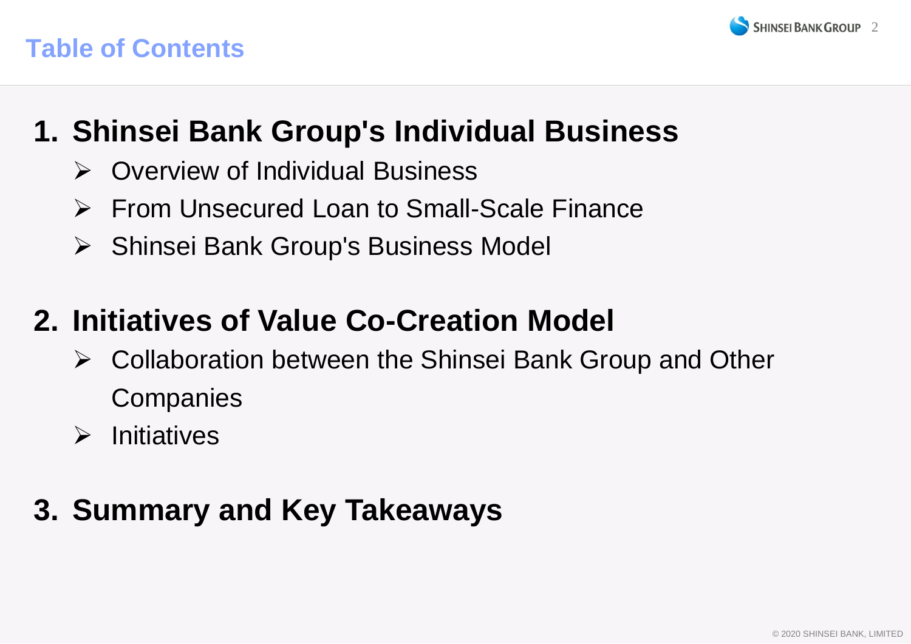# Table of Contents

## 1. Shinsei Bank Group's Individual Business

- Overview of Individual Business
- From Unsecured Loan to Small-Scale Finance
- Shinsei Bank Group's Business Model

## 2. Initiatives of Value Co-Creation Model

- Collaboration between the Shinsei Bank Group and Other Companies
- Initiatives

## 3. Summary and Key Takeaways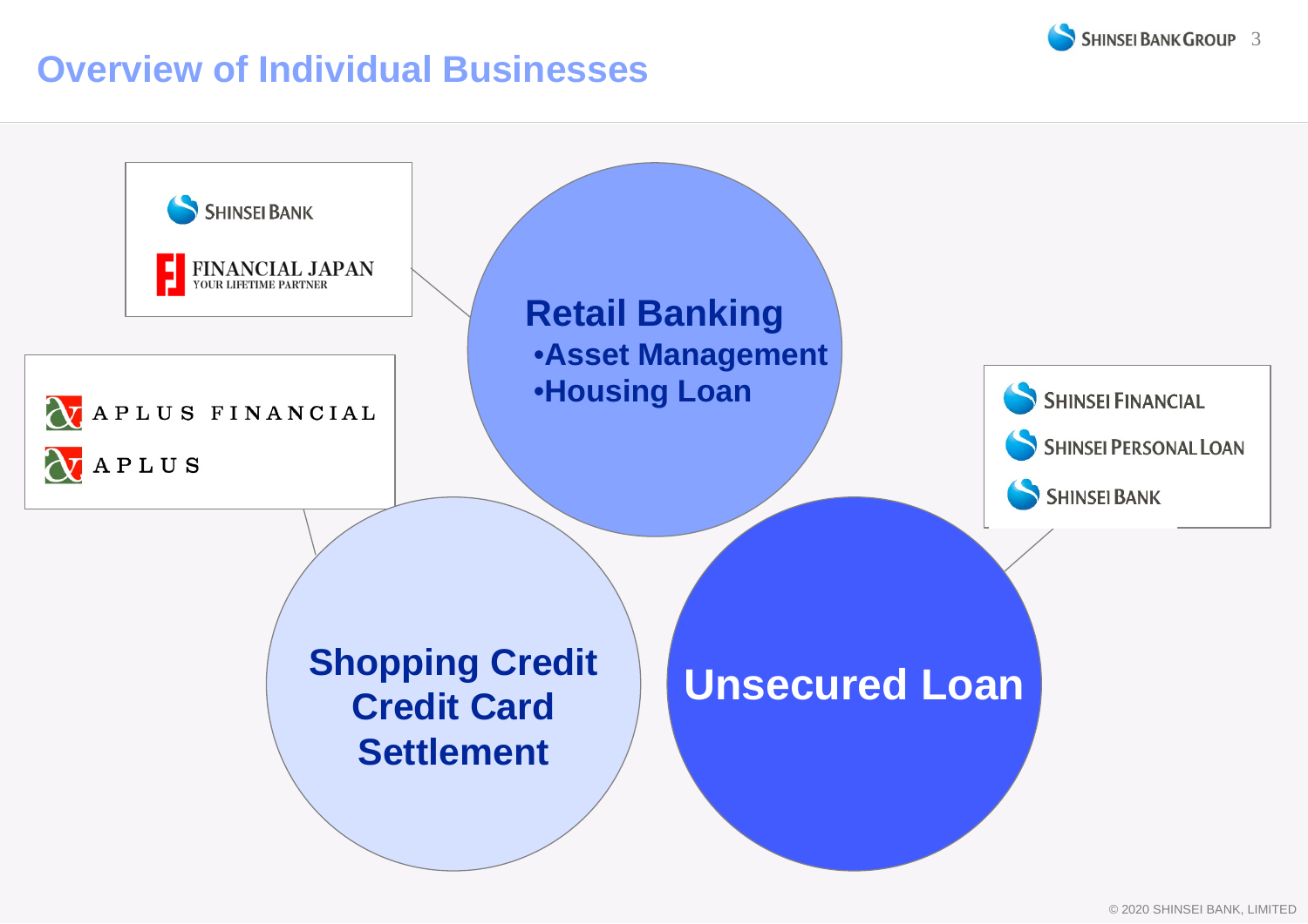# Overview of Individual Businesses

SHINSEI BANK
FINANCIAL JAPAN
YOUR LIFETIME PARTNER

## Retail Banking

- Asset Management
- Housing Loan

APLUS FINANCIAL
APLUS

## Shopping Credit
## Credit Card
## Settlement

SHINSEI FINANCIAL
SHINSEI PERSONAL LOAN
SHINSEI BANK

## Unsecured Loan

© 2020 SHINSEI BANK, LIMITED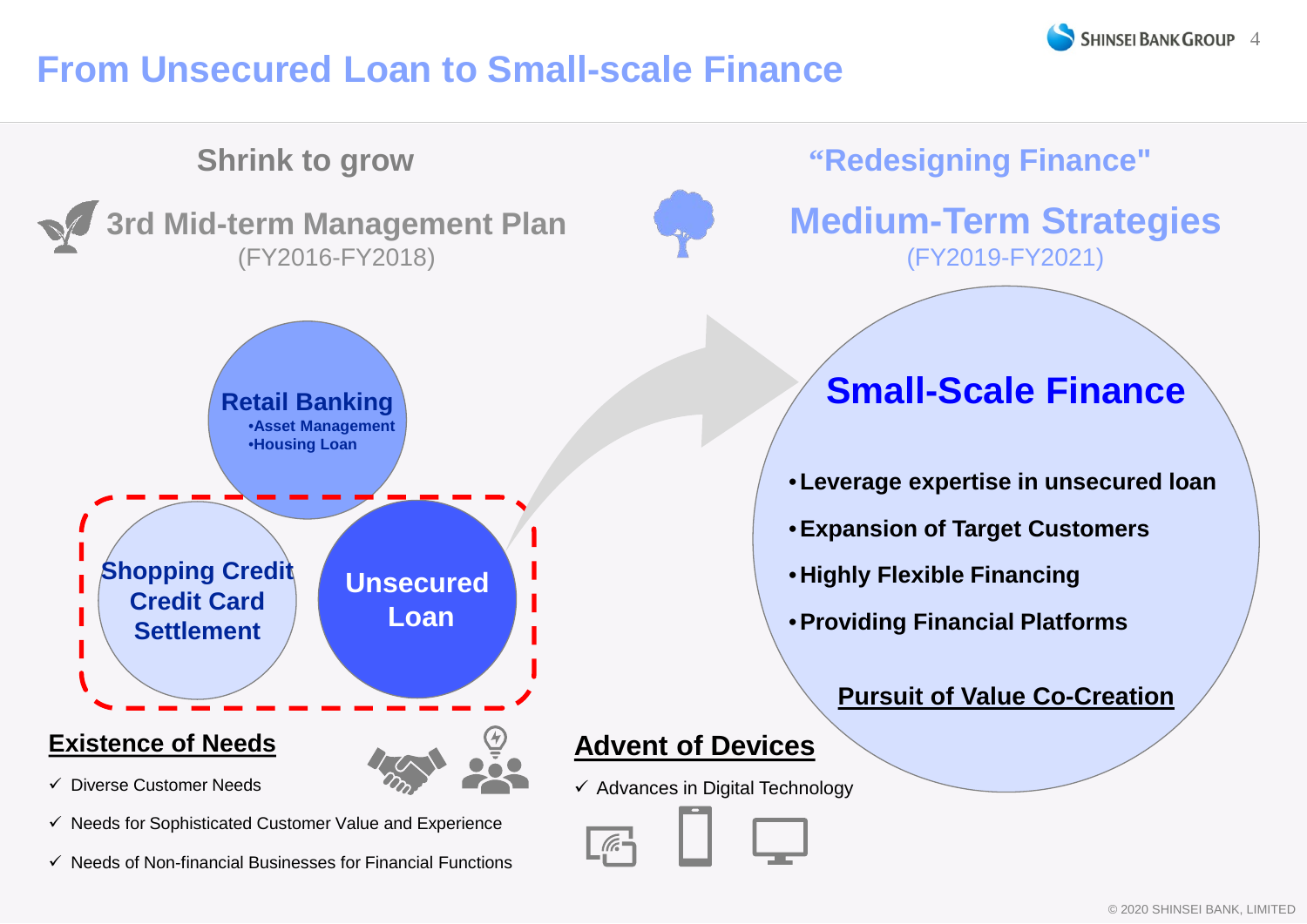# From Unsecured Loan to Small-scale Finance

## Shrink to grow

### 3rd Mid-term Management Plan
(FY2016-FY2018)

**Retail Banking**
- Asset Management
- Housing Loan

**Shopping Credit**
**Credit Card**
**Settlement**

**Unsecured Loan**

## "Redesigning Finance"

### Medium-Term Strategies
(FY2019-FY2021)

**Small-Scale Finance**

- **Leverage expertise in unsecured loan**
- **Expansion of Target Customers**
- **Highly Flexible Financing**
- **Providing Financial Platforms**

**Pursuit of Value Co-Creation**

### Existence of Needs

- ✓ Diverse Customer Needs
- ✓ Needs for Sophisticated Customer Value and Experience
- ✓ Needs of Non-financial Businesses for Financial Functions

### Advent of Devices

- ✓ Advances in Digital Technology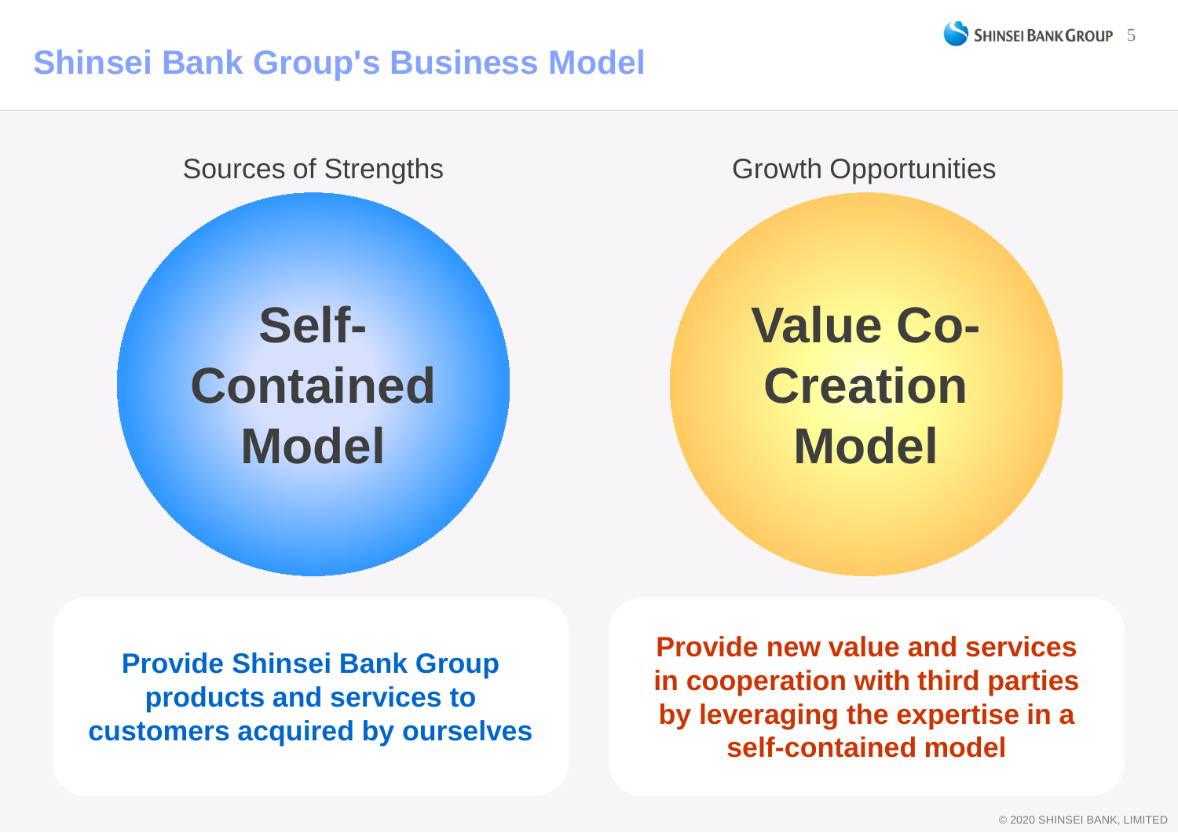# Shinsei Bank Group's Business Model

## Sources of Strengths

**Self-Contained Model**

**Provide Shinsei Bank Group products and services to customers acquired by ourselves**

## Growth Opportunities

**Value Co-Creation Model**

**Provide new value and services in cooperation with third parties by leveraging the expertise in a self-contained model**

© 2020 SHINSEI BANK, LIMITED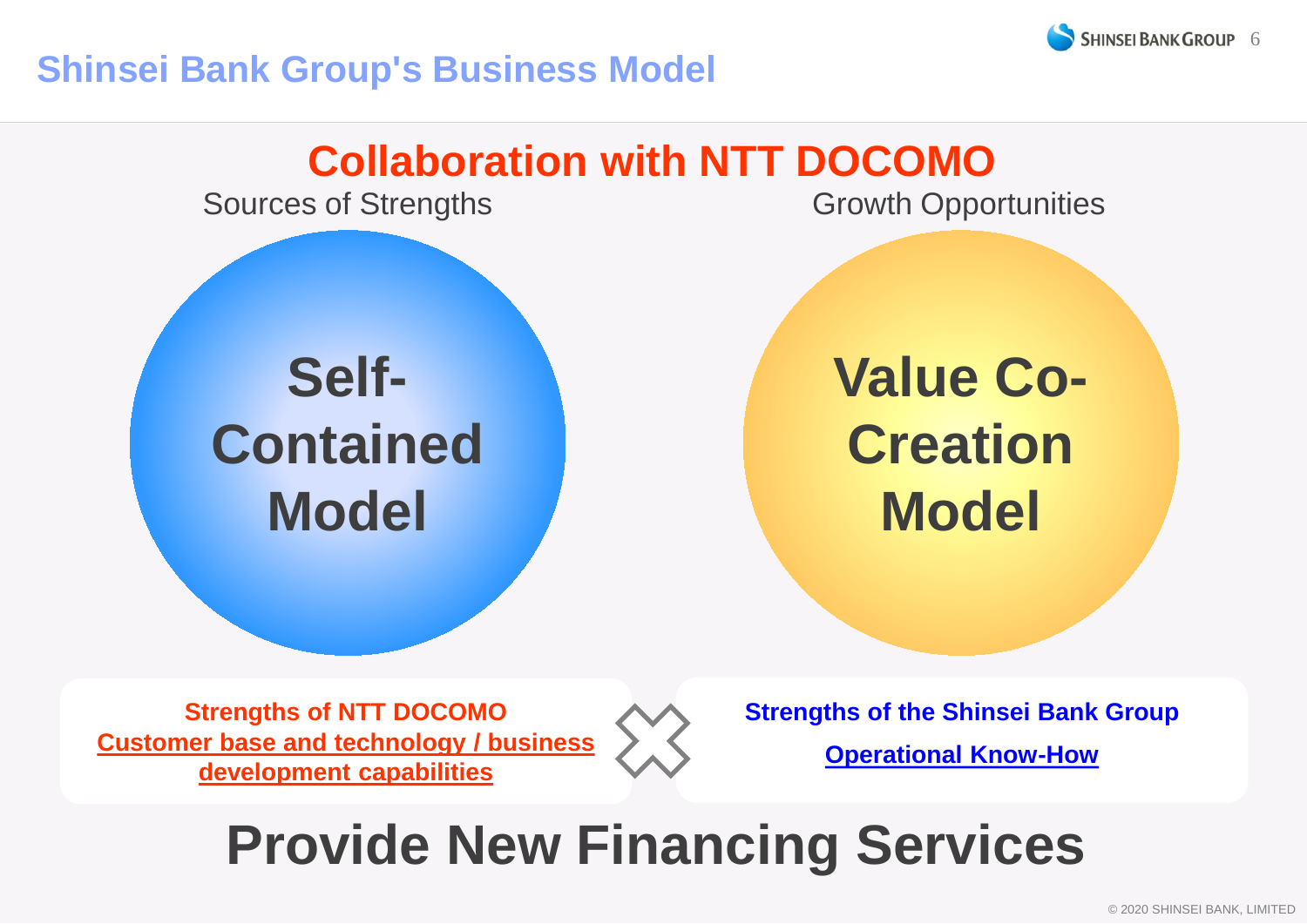# Shinsei Bank Group's Business Model

## Collaboration with NTT DOCOMO

Sources of Strengths

**Self-Contained Model**

Growth Opportunities

**Value Co-Creation Model**

**Strengths of NTT DOCOMO**
**Customer base and technology / business development capabilities**

×

**Strengths of the Shinsei Bank Group**
**Operational Know-How**

# Provide New Financing Services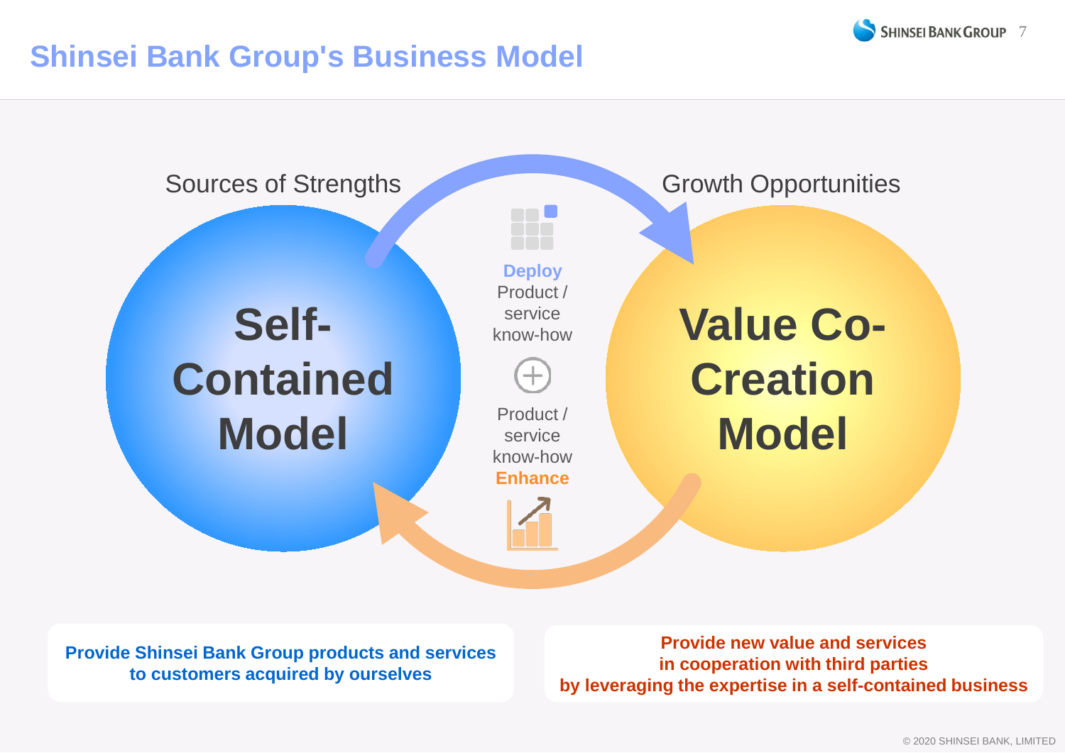# Shinsei Bank Group's Business Model

Sources of Strengths

Growth Opportunities

**Self-Contained Model**

**Value Co-Creation Model**

**Deploy** Product / service know-how

Product / service know-how **Enhance**

**Provide Shinsei Bank Group products and services to customers acquired by ourselves**

**Provide new value and services in cooperation with third parties by leveraging the expertise in a self-contained business**

© 2020 SHINSEI BANK, LIMITED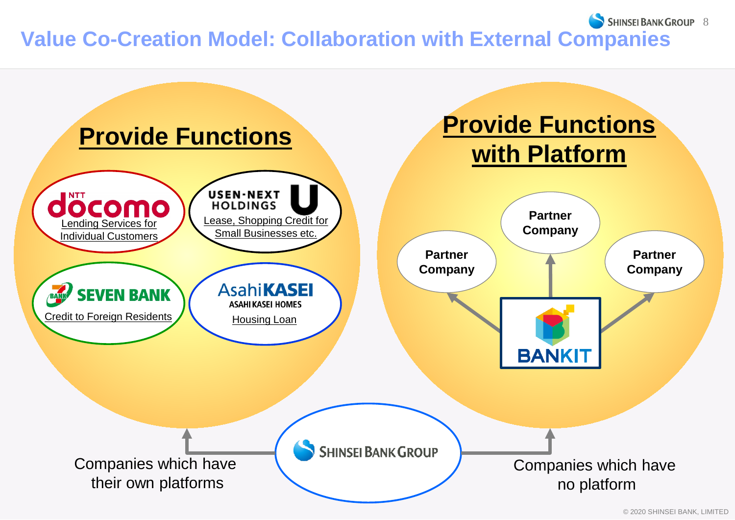# Value Co-Creation Model: Collaboration with External Companies

## Provide Functions

- **NTT docomo** — Lending Services for Individual Customers
- **USEN-NEXT HOLDINGS** — Lease, Shopping Credit for Small Businesses etc.
- **SEVEN BANK** — Credit to Foreign Residents
- **AsahiKASEI ASAHI KASEI HOMES** — Housing Loan

## Provide Functions with Platform

BANKIT → Partner Company, Partner Company, Partner Company

**SHINSEI BANK GROUP**

- Companies which have their own platforms → Provide Functions
- Companies which have no platform → Provide Functions with Platform

© 2020 SHINSEI BANK, LIMITED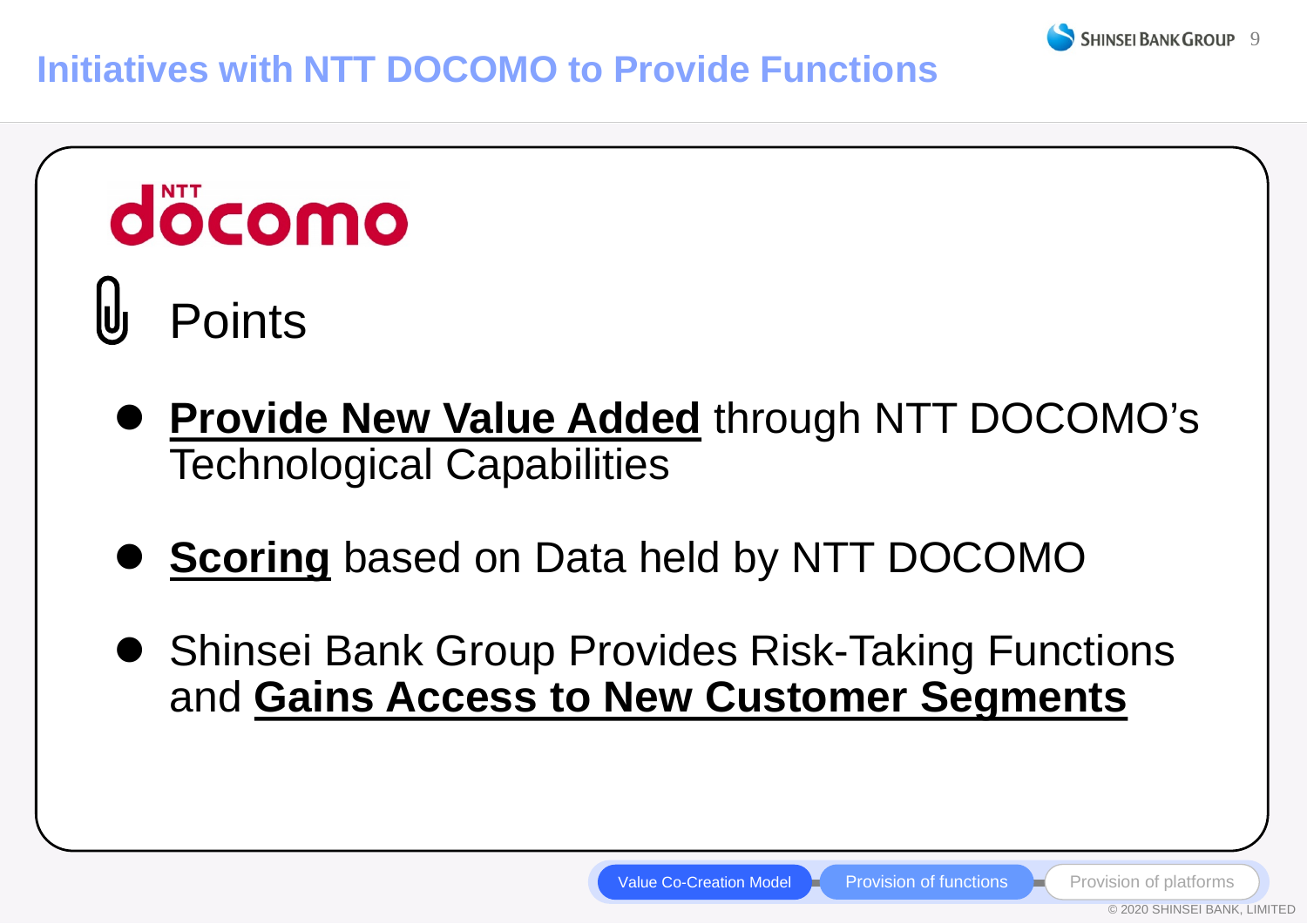# Initiatives with NTT DOCOMO to Provide Functions

NTT docomo

## Points

- **Provide New Value Added** through NTT DOCOMO's Technological Capabilities
- **Scoring** based on Data held by NTT DOCOMO
- Shinsei Bank Group Provides Risk-Taking Functions and **Gains Access to New Customer Segments**

Value Co-Creation Model — Provision of functions — Provision of platforms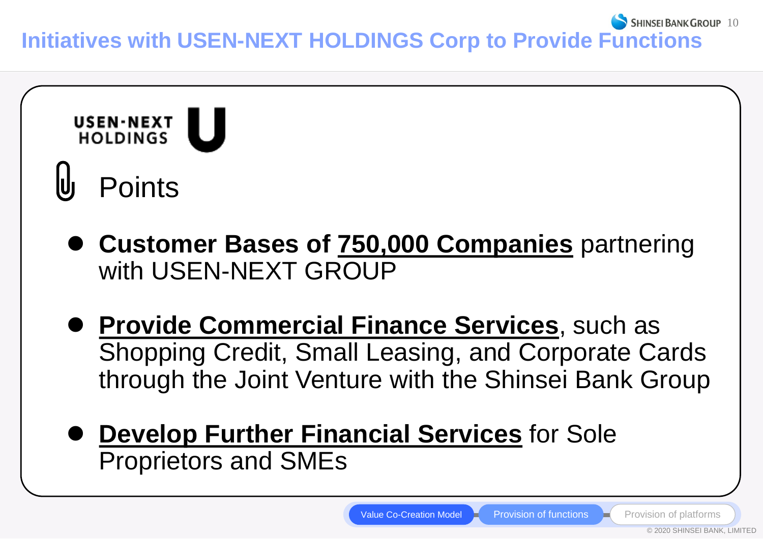# Initiatives with USEN-NEXT HOLDINGS Corp to Provide Functions

USEN-NEXT HOLDINGS

## Points

- **Customer Bases of 750,000 Companies** partnering with USEN-NEXT GROUP
- **Provide Commercial Finance Services**, such as Shopping Credit, Small Leasing, and Corporate Cards through the Joint Venture with the Shinsei Bank Group
- **Develop Further Financial Services** for Sole Proprietors and SMEs

Value Co-Creation Model | Provision of functions | Provision of platforms

© 2020 SHINSEI BANK, LIMITED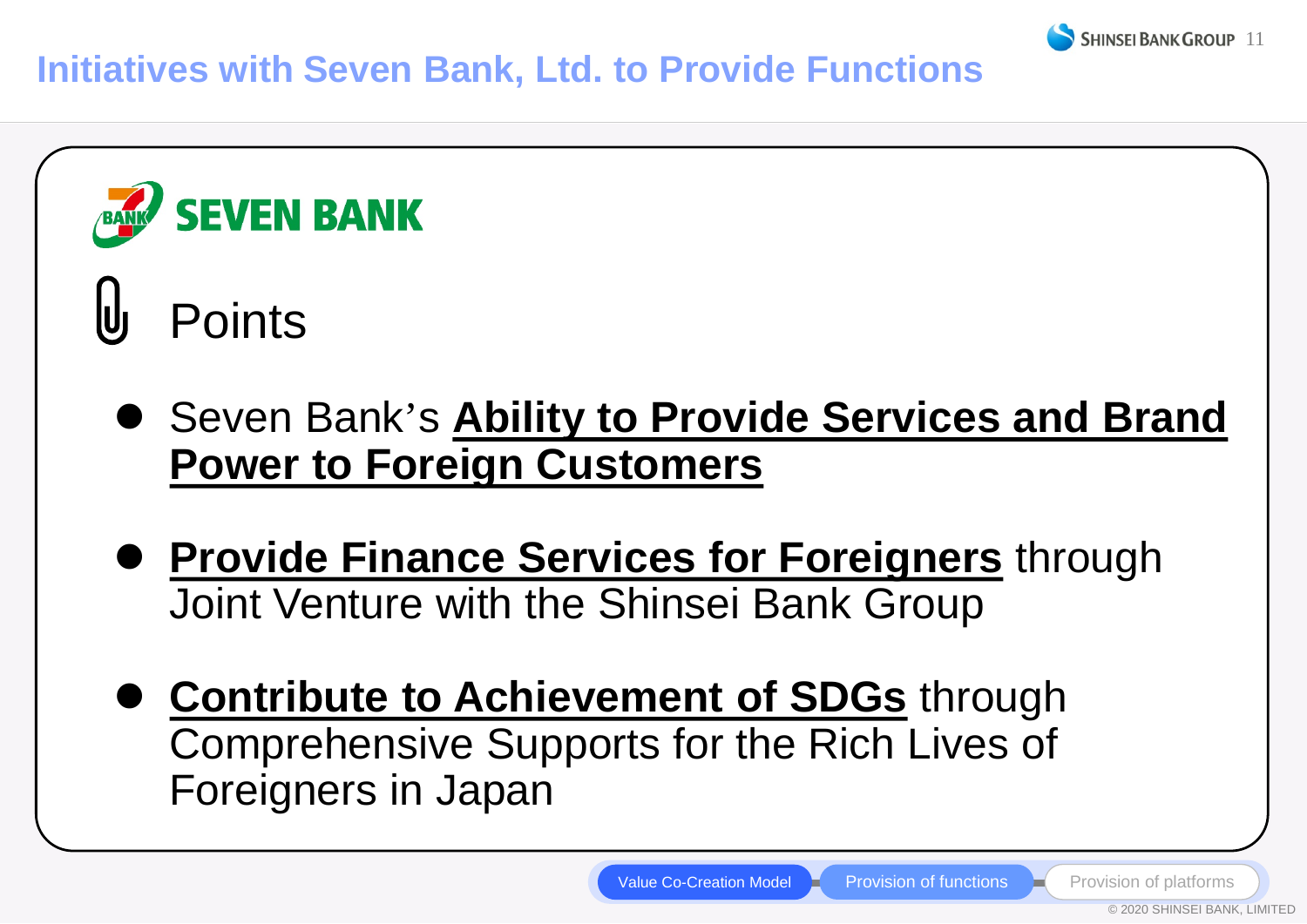# Initiatives with Seven Bank, Ltd. to Provide Functions

SEVEN BANK

## Points

- Seven Bank's **Ability to Provide Services and Brand Power to Foreign Customers**
- **Provide Finance Services for Foreigners** through Joint Venture with the Shinsei Bank Group
- **Contribute to Achievement of SDGs** through Comprehensive Supports for the Rich Lives of Foreigners in Japan

Value Co-Creation Model — Provision of functions — Provision of platforms

© 2020 SHINSEI BANK, LIMITED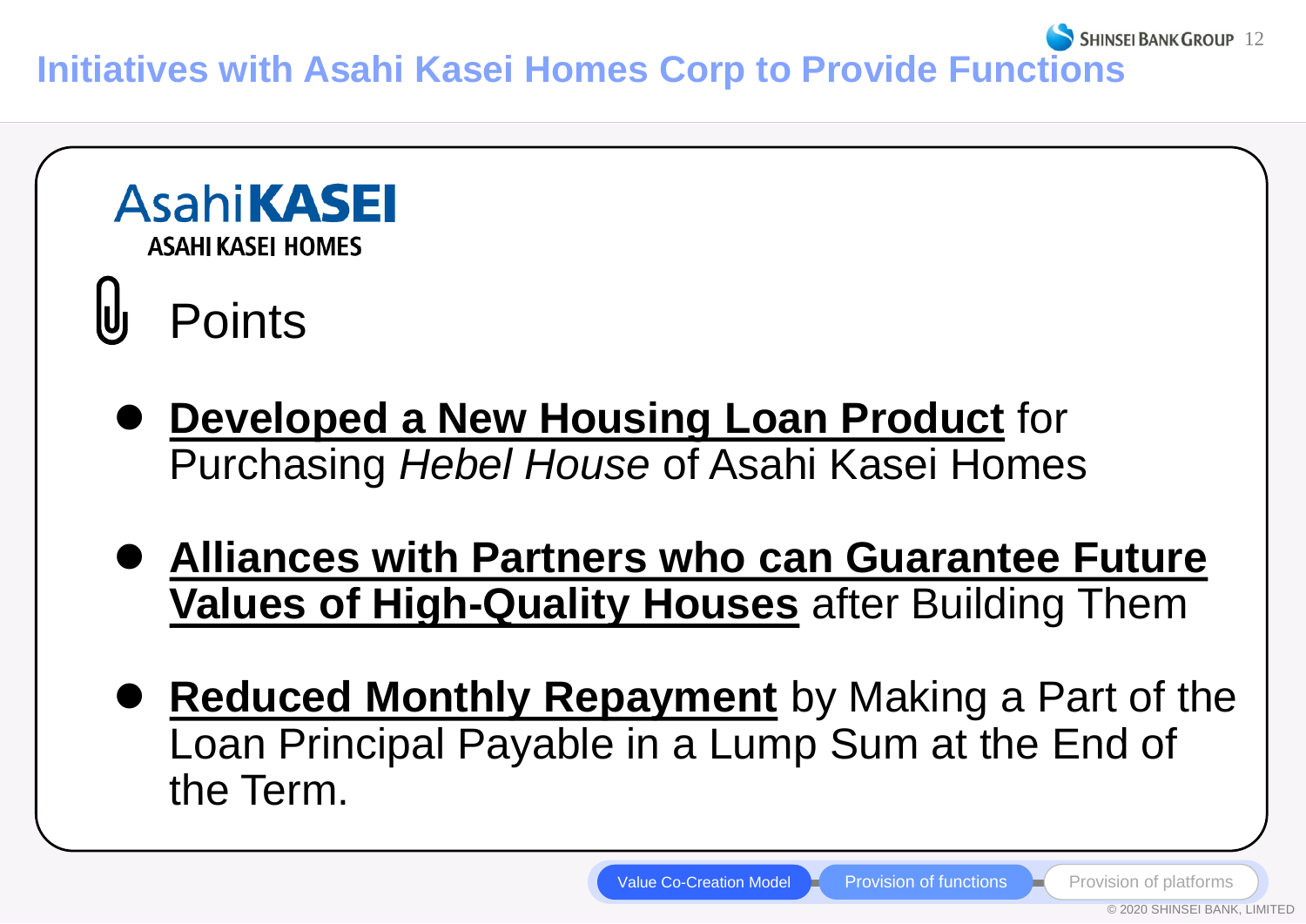# Initiatives with Asahi Kasei Homes Corp to Provide Functions

AsahiKASEI
ASAHI KASEI HOMES

## Points

- **Developed a New Housing Loan Product** for Purchasing *Hebel House* of Asahi Kasei Homes
- **Alliances with Partners who can Guarantee Future Values of High-Quality Houses** after Building Them
- **Reduced Monthly Repayment** by Making a Part of the Loan Principal Payable in a Lump Sum at the End of the Term.

Value Co-Creation Model | Provision of functions | Provision of platforms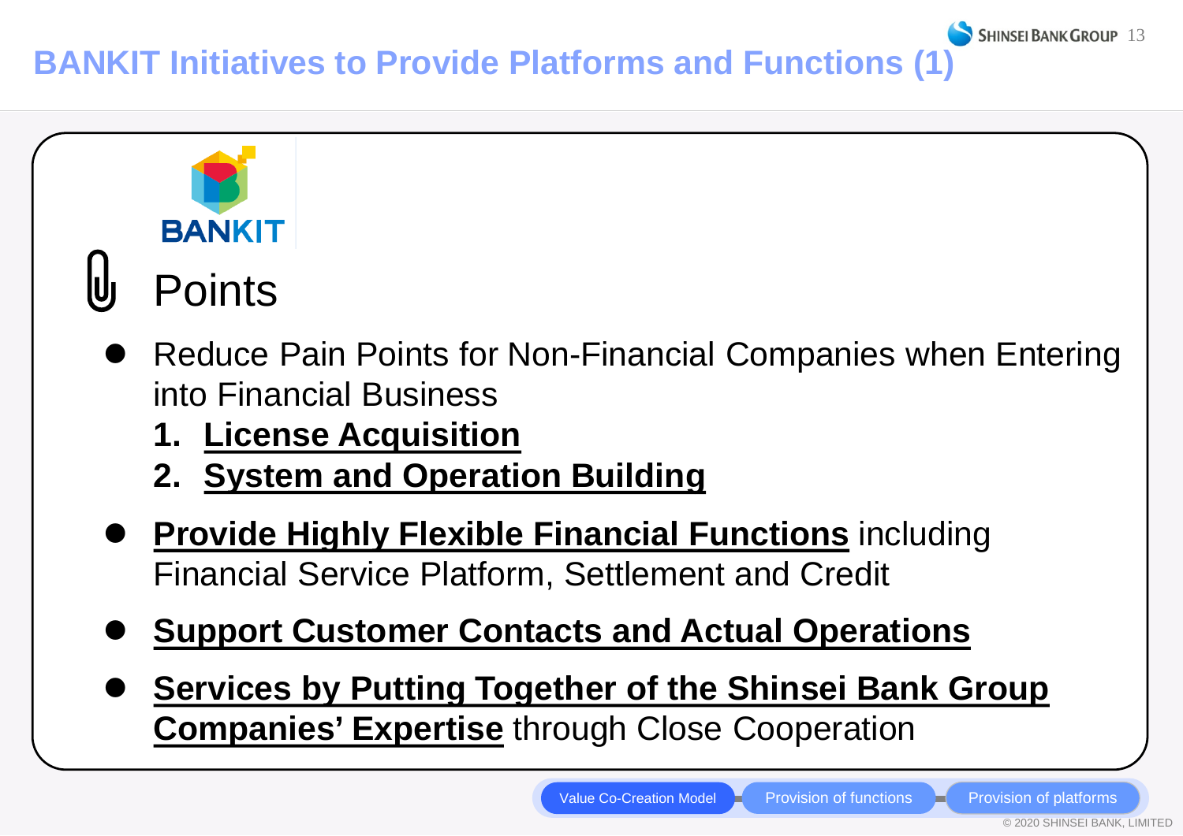# BANKIT Initiatives to Provide Platforms and Functions (1)

BANKIT

## Points

- Reduce Pain Points for Non-Financial Companies when Entering into Financial Business
  1. **License Acquisition**
  2. **System and Operation Building**
- **Provide Highly Flexible Financial Functions** including Financial Service Platform, Settlement and Credit
- **Support Customer Contacts and Actual Operations**
- **Services by Putting Together of the Shinsei Bank Group Companies' Expertise** through Close Cooperation

Value Co-Creation Model — Provision of functions — Provision of platforms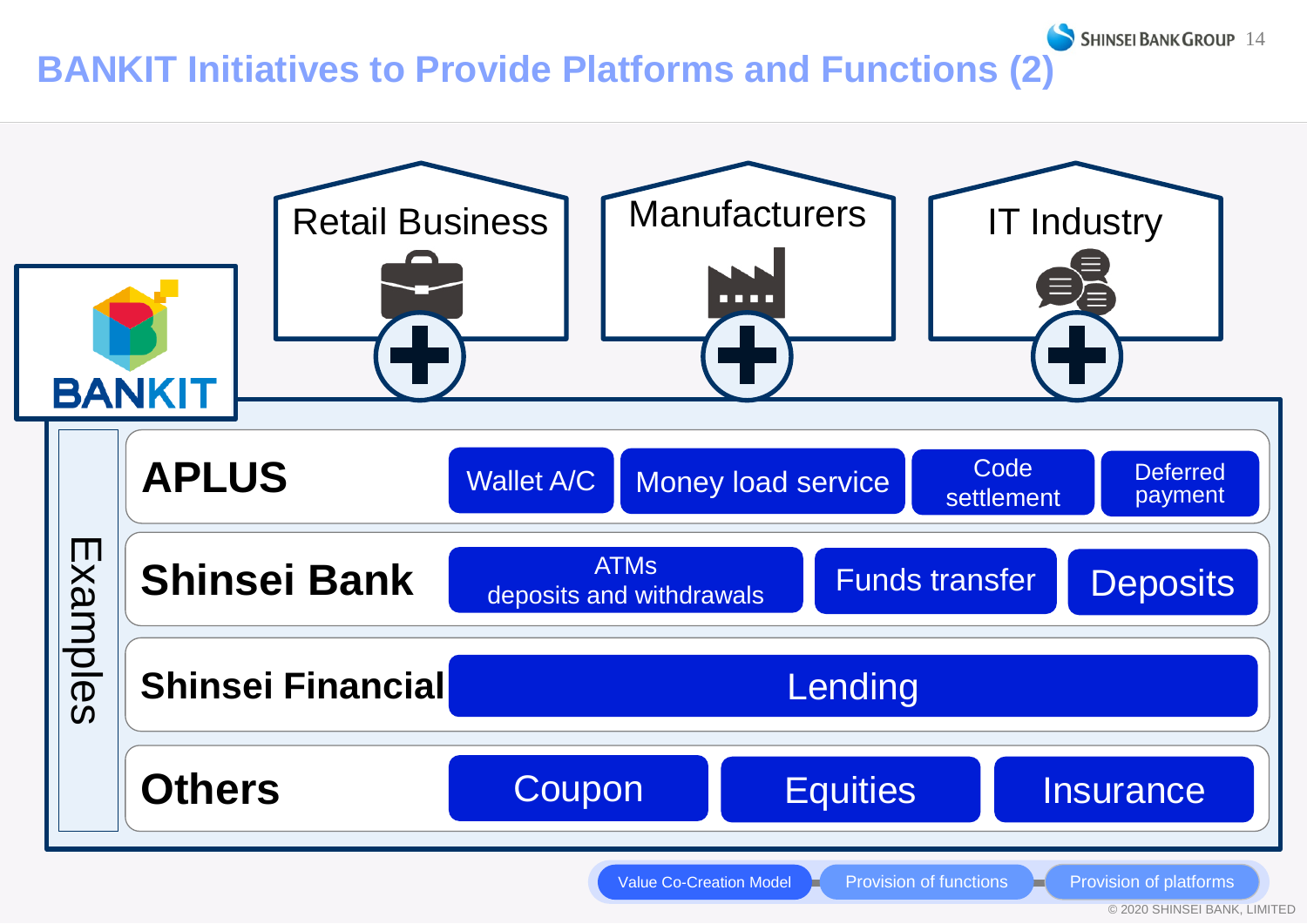# BANKIT Initiatives to Provide Platforms and Functions (2)

Retail Business | Manufacturers | IT Industry

BANKIT

Examples

| | | | | |
|---|---|---|---|---|
| **APLUS** | Wallet A/C | Money load service | Code settlement | Deferred payment |
| **Shinsei Bank** | ATMs deposits and withdrawals | Funds transfer | Deposits | |
| **Shinsei Financial** | Lending | | | |
| **Others** | Coupon | Equities | Insurance | |

Value Co-Creation Model — Provision of functions — Provision of platforms

© 2020 SHINSEI BANK, LIMITED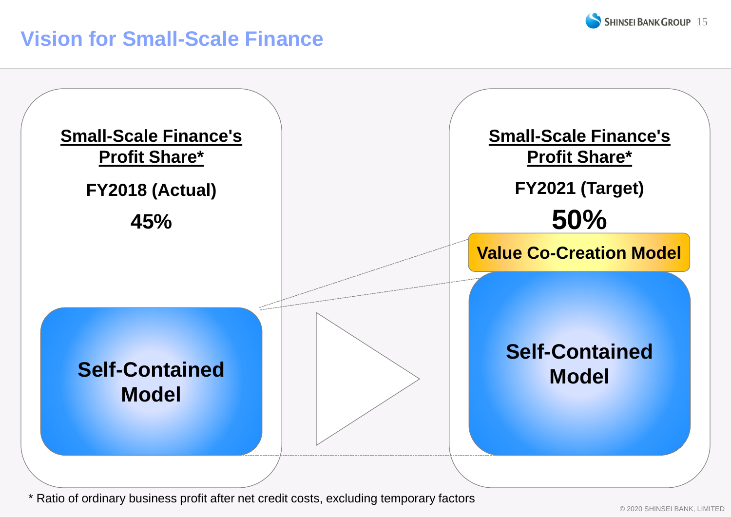# Vision for Small-Scale Finance

**Small-Scale Finance's Profit Share***

**FY2018 (Actual)**

**45%**

**Self-Contained Model**

**Small-Scale Finance's Profit Share***

**FY2021 (Target)**

**50%**

**Value Co-Creation Model**

**Self-Contained Model**

* Ratio of ordinary business profit after net credit costs, excluding temporary factors

© 2020 SHINSEI BANK, LIMITED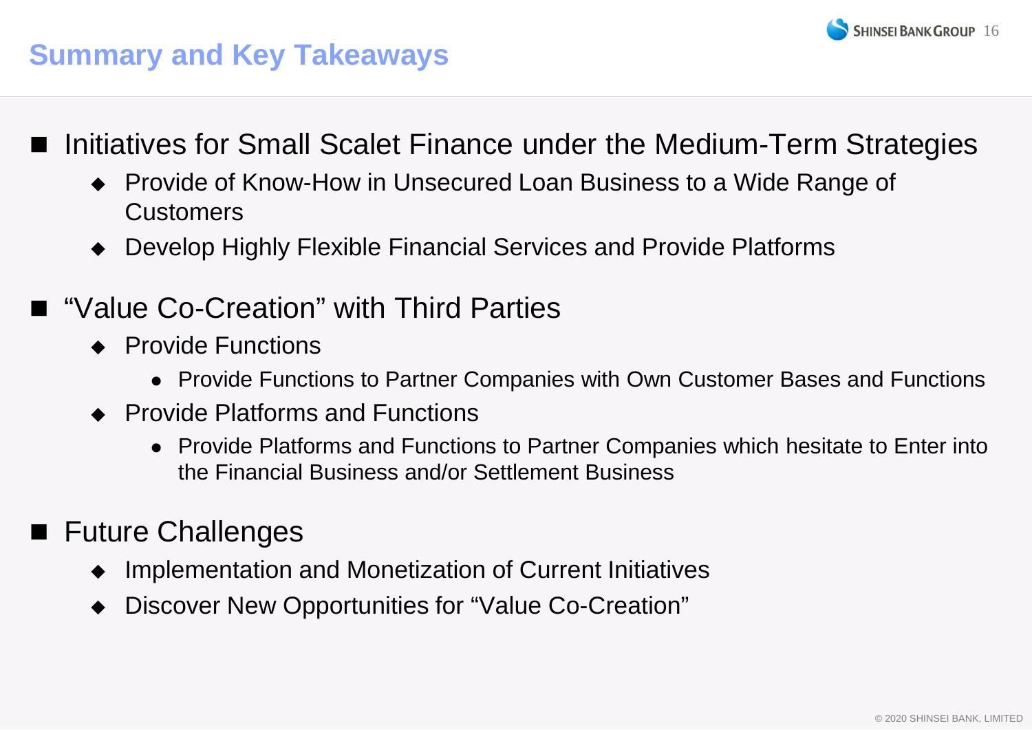# Summary and Key Takeaways

- Initiatives for Small Scalet Finance under the Medium-Term Strategies
  - Provide of Know-How in Unsecured Loan Business to a Wide Range of Customers
  - Develop Highly Flexible Financial Services and Provide Platforms

- "Value Co-Creation" with Third Parties
  - Provide Functions
    - Provide Functions to Partner Companies with Own Customer Bases and Functions
  - Provide Platforms and Functions
    - Provide Platforms and Functions to Partner Companies which hesitate to Enter into the Financial Business and/or Settlement Business

- Future Challenges
  - Implementation and Monetization of Current Initiatives
  - Discover New Opportunities for "Value Co-Creation"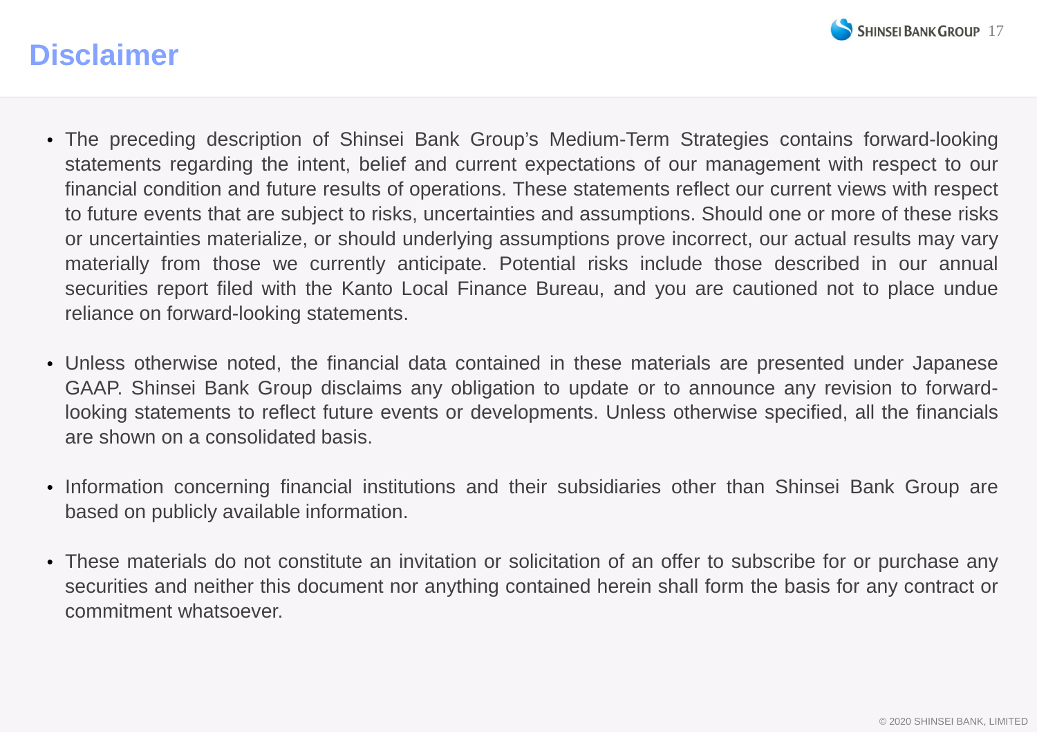# Disclaimer

- The preceding description of Shinsei Bank Group's Medium-Term Strategies contains forward-looking statements regarding the intent, belief and current expectations of our management with respect to our financial condition and future results of operations. These statements reflect our current views with respect to future events that are subject to risks, uncertainties and assumptions. Should one or more of these risks or uncertainties materialize, or should underlying assumptions prove incorrect, our actual results may vary materially from those we currently anticipate. Potential risks include those described in our annual securities report filed with the Kanto Local Finance Bureau, and you are cautioned not to place undue reliance on forward-looking statements.

- Unless otherwise noted, the financial data contained in these materials are presented under Japanese GAAP. Shinsei Bank Group disclaims any obligation to update or to announce any revision to forward-looking statements to reflect future events or developments. Unless otherwise specified, all the financials are shown on a consolidated basis.

- Information concerning financial institutions and their subsidiaries other than Shinsei Bank Group are based on publicly available information.

- These materials do not constitute an invitation or solicitation of an offer to subscribe for or purchase any securities and neither this document nor anything contained herein shall form the basis for any contract or commitment whatsoever.

© 2020 SHINSEI BANK, LIMITED